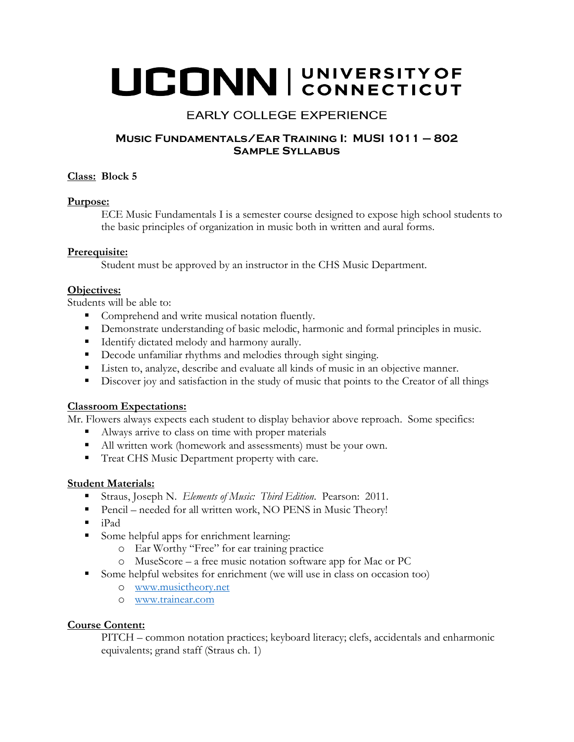# UCONN | UNIVERSITY OF CONNECTICUT

## EARLY COLLEGE EXPERIENCE

### Music Fundamentals/Ear Training I: MUSI 1011 – 802
### Sample Syllabus

**Class:** **Block 5**

**Purpose:**

ECE Music Fundamentals I is a semester course designed to expose high school students to the basic principles of organization in music both in written and aural forms.

**Prerequisite:**

Student must be approved by an instructor in the CHS Music Department.

**Objectives:**

Students will be able to:

- Comprehend and write musical notation fluently.
- Demonstrate understanding of basic melodic, harmonic and formal principles in music.
- Identify dictated melody and harmony aurally.
- Decode unfamiliar rhythms and melodies through sight singing.
- Listen to, analyze, describe and evaluate all kinds of music in an objective manner.
- Discover joy and satisfaction in the study of music that points to the Creator of all things

**Classroom Expectations:**

Mr. Flowers always expects each student to display behavior above reproach. Some specifics:

- Always arrive to class on time with proper materials
- All written work (homework and assessments) must be your own.
- Treat CHS Music Department property with care.

**Student Materials:**

- Straus, Joseph N. *Elements of Music: Third Edition*. Pearson: 2011.
- Pencil – needed for all written work, NO PENS in Music Theory!
- iPad
- Some helpful apps for enrichment learning:
  - Ear Worthy "Free" for ear training practice
  - MuseScore – a free music notation software app for Mac or PC
- Some helpful websites for enrichment (we will use in class on occasion too)
  - [www.musictheory.net](http://www.musictheory.net)
  - [www.trainear.com](http://www.trainear.com)

**Course Content:**

PITCH – common notation practices; keyboard literacy; clefs, accidentals and enharmonic equivalents; grand staff (Straus ch. 1)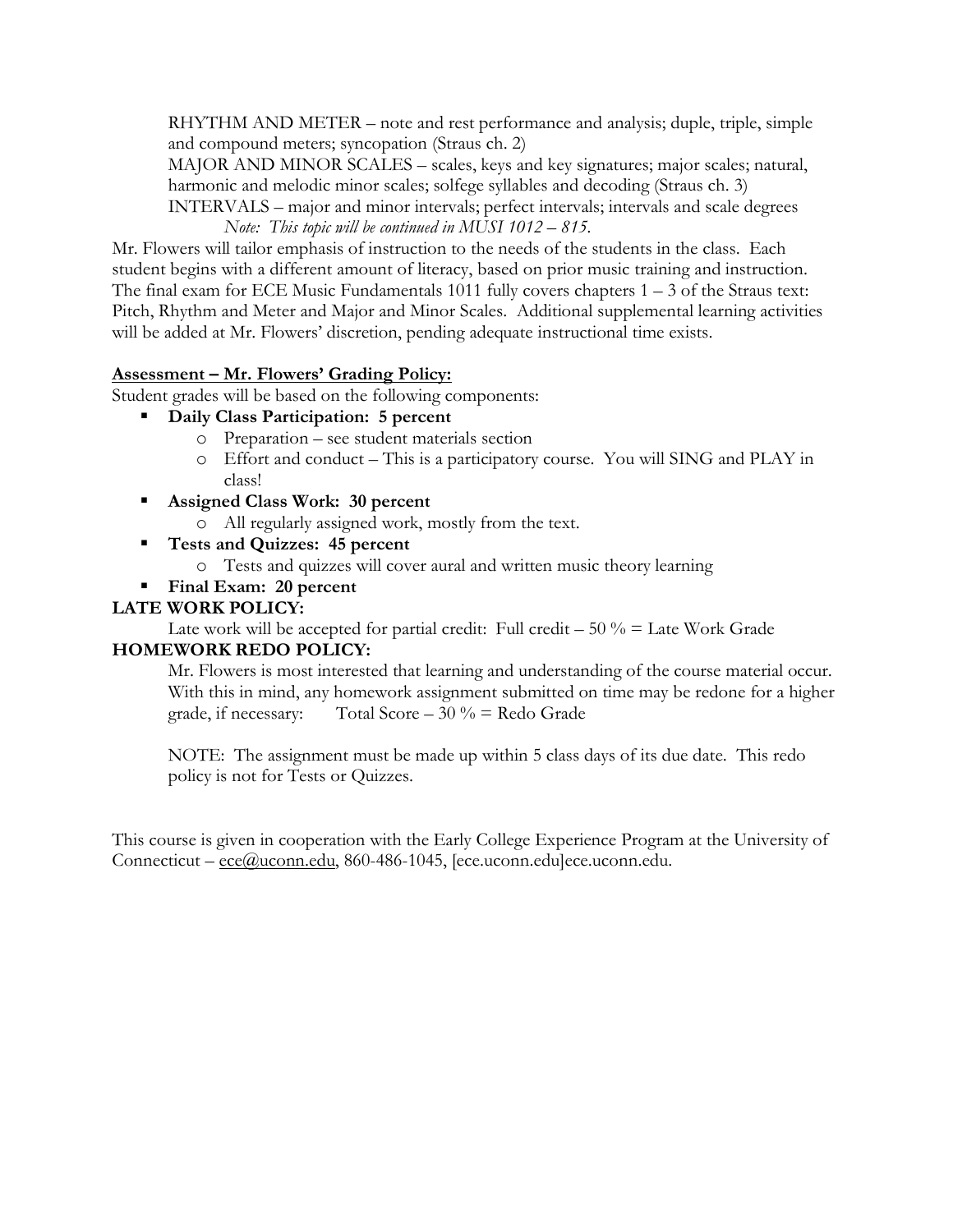RHYTHM AND METER – note and rest performance and analysis; duple, triple, simple and compound meters; syncopation (Straus ch. 2)

MAJOR AND MINOR SCALES – scales, keys and key signatures; major scales; natural, harmonic and melodic minor scales; solfege syllables and decoding (Straus ch. 3)

INTERVALS – major and minor intervals; perfect intervals; intervals and scale degrees

*Note: This topic will be continued in MUSI 1012 – 815.*

Mr. Flowers will tailor emphasis of instruction to the needs of the students in the class. Each student begins with a different amount of literacy, based on prior music training and instruction. The final exam for ECE Music Fundamentals 1011 fully covers chapters 1 – 3 of the Straus text: Pitch, Rhythm and Meter and Major and Minor Scales. Additional supplemental learning activities will be added at Mr. Flowers' discretion, pending adequate instructional time exists.

**Assessment – Mr. Flowers' Grading Policy:**

Student grades will be based on the following components:

- **Daily Class Participation: 5 percent**
  - Preparation – see student materials section
  - Effort and conduct – This is a participatory course. You will SING and PLAY in class!
- **Assigned Class Work: 30 percent**
  - All regularly assigned work, mostly from the text.
- **Tests and Quizzes: 45 percent**
  - Tests and quizzes will cover aural and written music theory learning
- **Final Exam: 20 percent**

**LATE WORK POLICY:**

Late work will be accepted for partial credit: Full credit – 50 % = Late Work Grade

**HOMEWORK REDO POLICY:**

Mr. Flowers is most interested that learning and understanding of the course material occur. With this in mind, any homework assignment submitted on time may be redone for a higher grade, if necessary: Total Score – 30 % = Redo Grade

NOTE: The assignment must be made up within 5 class days of its due date. This redo policy is not for Tests or Quizzes.

This course is given in cooperation with the Early College Experience Program at the University of Connecticut – ece@uconn.edu, 860-486-1045, [ece.uconn.edu]ece.uconn.edu.